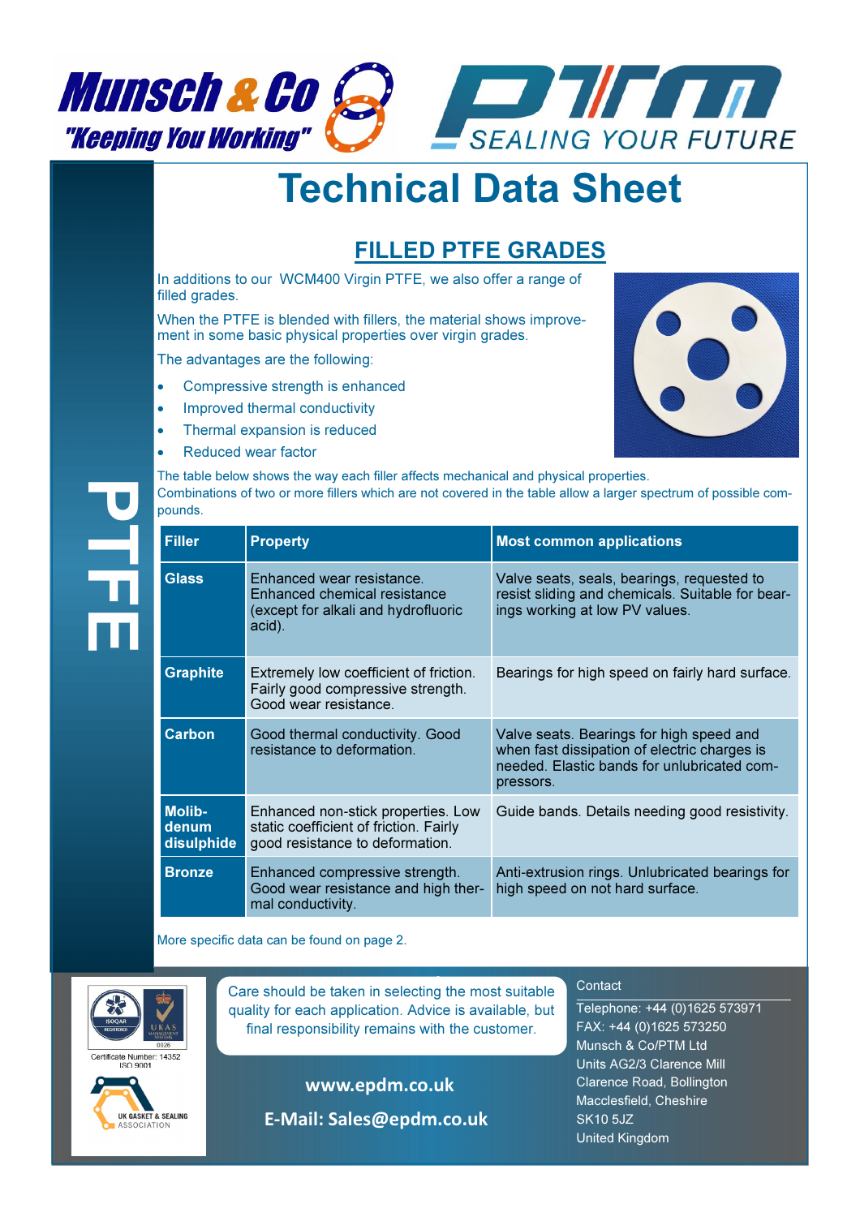Munsch & Co "Keeping You Working"

PTM SEALING YOUR FUTURE

# Technical Data Sheet

## FILLED PTFE GRADES

In additions to our WCM400 Virgin PTFE, we also offer a range of filled grades.

When the PTFE is blended with fillers, the material shows improvement in some basic physical properties over virgin grades.

The advantages are the following:

- Compressive strength is enhanced
- Improved thermal conductivity
- Thermal expansion is reduced
- Reduced wear factor

PTFE

The table below shows the way each filler affects mechanical and physical properties. Combinations of two or more fillers which are not covered in the table allow a larger spectrum of possible compounds.

| Filler | Property | Most common applications |
|---|---|---|
| **Glass** | Enhanced wear resistance. Enhanced chemical resistance (except for alkali and hydrofluoric acid). | Valve seats, seals, bearings, requested to resist sliding and chemicals. Suitable for bearings working at low PV values. |
| **Graphite** | Extremely low coefficient of friction. Fairly good compressive strength. Good wear resistance. | Bearings for high speed on fairly hard surface. |
| **Carbon** | Good thermal conductivity. Good resistance to deformation. | Valve seats. Bearings for high speed and when fast dissipation of electric charges is needed. Elastic bands for unlubricated compressors. |
| **Molibdenum disulphide** | Enhanced non-stick properties. Low static coefficient of friction. Fairly good resistance to deformation. | Guide bands. Details needing good resistivity. |
| **Bronze** | Enhanced compressive strength. Good wear resistance and high thermal conductivity. | Anti-extrusion rings. Unlubricated bearings for high speed on not hard surface. |

More specific data can be found on page 2.

Certificate Number: 14352 ISO 9001

UK GASKET & SEALING ASSOCIATION

Care should be taken in selecting the most suitable quality for each application. Advice is available, but final responsibility remains with the customer.

**www.epdm.co.uk**

**E-Mail: Sales@epdm.co.uk**

Contact

Telephone: +44 (0)1625 573971
FAX: +44 (0)1625 573250
Munsch & Co/PTM Ltd
Units AG2/3 Clarence Mill
Clarence Road, Bollington
Macclesfield, Cheshire
SK10 5JZ
United Kingdom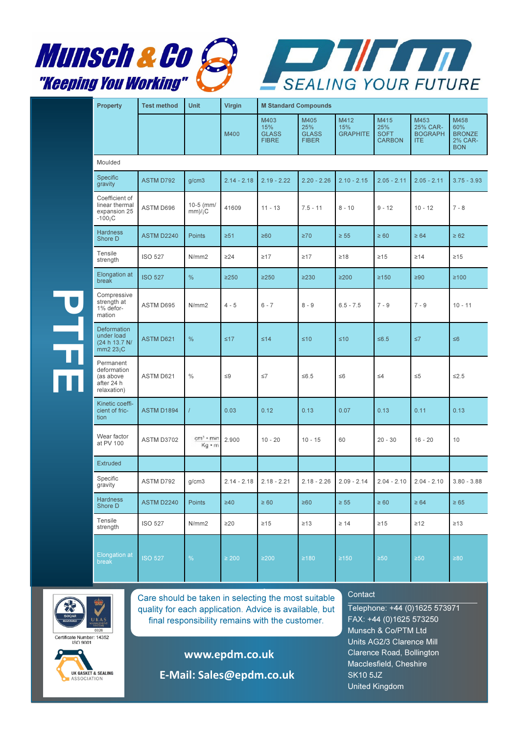# Munsch & Co "Keeping You Working"

# PTM SEALING YOUR FUTURE

## PTFE

| Property | Test method | Unit | Virgin | M Standard Compounds | | | | | |
|---|---|---|---|---|---|---|---|---|---|
| | | | M400 | M403 15% GLASS FIBRE | M405 25% GLASS FIBER | M412 15% GRAPHITE | M415 25% SOFT CARBON | M453 25% CARBOGRAPHITE | M458 60% BRONZE 2% CARBON |
| Moulded | | | | | | | | | |
| Specific gravity | ASTM D792 | g/cm3 | 2.14 - 2.18 | 2.19 - 2.22 | 2.20 - 2.26 | 2.10 - 2.15 | 2.05 - 2.11 | 2.05 - 2.11 | 3.75 - 3.93 |
| Coefficient of linear thermal expansion 25 -100¡C | ASTM D696 | 10-5 (mm/mm)/¡C | 41609 | 11 - 13 | 7.5 - 11 | 8 - 10 | 9 - 12 | 10 - 12 | 7 - 8 |
| Hardness Shore D | ASTM D2240 | Points | ≥51 | ≥60 | ≥70 | ≥ 55 | ≥ 60 | ≥ 64 | ≥ 62 |
| Tensile strength | ISO 527 | N/mm2 | ≥24 | ≥17 | ≥17 | ≥18 | ≥15 | ≥14 | ≥15 |
| Elongation at break | ISO 527 | % | ≥250 | ≥250 | ≥230 | ≥200 | ≥150 | ≥90 | ≥100 |
| Compressive strength at 1% deformation | ASTM D695 | N/mm2 | 4 - 5 | 6 - 7 | 8 - 9 | 6.5 - 7.5 | 7 - 9 | 7 - 9 | 10 - 11 |
| Deformation under load (24 h 13.7 N/mm2 23¡C | ASTM D621 | % | ≤17 | ≤14 | ≤10 | ≤10 | ≤6.5 | ≤7 | ≤6 |
| Permanent deformation (as above after 24 h relaxation) | ASTM D621 | % | ≤9 | ≤7 | ≤6.5 | ≤6 | ≤4 | ≤5 | ≤2.5 |
| Kinetic coefficient of friction | ASTM D1894 | / | 0.03 | 0.12 | 0.13 | 0.07 | 0.13 | 0.11 | 0.13 |
| Wear factor at PV 100 | ASTM D3702 | $\frac{cm^3 \cdot min}{Kg \cdot m}$ | 2.900 | 10 - 20 | 10 - 15 | 60 | 20 - 30 | 16 - 20 | 10 |
| Extruded | | | | | | | | | |
| Specific gravity | ASTM D792 | g/cm3 | 2.14 - 2.18 | 2.18 - 2.21 | 2.18 - 2.26 | 2.09 - 2.14 | 2.04 - 2.10 | 2.04 - 2.10 | 3.80 - 3.88 |
| Hardness Shore D | ASTM D2240 | Points | ≥40 | ≥ 60 | ≥60 | ≥ 55 | ≥ 60 | ≥ 64 | ≥ 65 |
| Tensile strength | ISO 527 | N/mm2 | ≥20 | ≥15 | ≥13 | ≥ 14 | ≥15 | ≥12 | ≥13 |
| Elongation at break | ISO 527 | % | ≥ 200 | ≥200 | ≥180 | ≥150 | ≥50 | ≥50 | ≥80 |

ISOQAR REGISTERED UKAS MANAGEMENT SYSTEMS 0026
Certificate Number: 14352 ISO 9001

UK GASKET & SEALING ASSOCIATION

Care should be taken in selecting the most suitable quality for each application. Advice is available, but final responsibility remains with the customer.

**www.epdm.co.uk**

**E-Mail: Sales@epdm.co.uk**

Contact

Telephone: +44 (0)1625 573971
FAX: +44 (0)1625 573250
Munsch & Co/PTM Ltd
Units AG2/3 Clarence Mill
Clarence Road, Bollington
Macclesfield, Cheshire
SK10 5JZ
United Kingdom